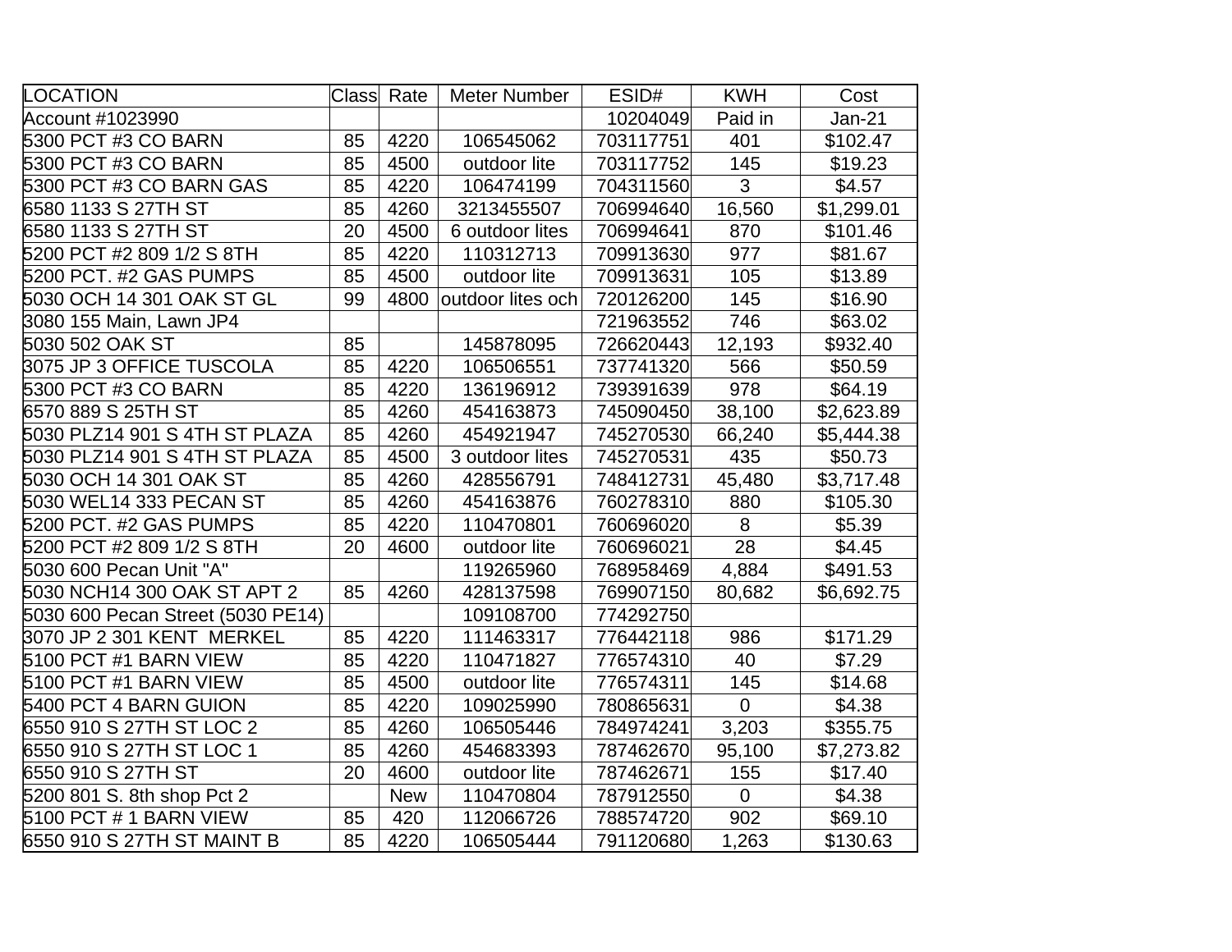| LOCATION | Class | Rate | Meter Number | ESID# | KWH | Cost |
|---|---|---|---|---|---|---|
| Account #1023990 | | | | 10204049 | Paid in | Jan-21 |
| 5300 PCT #3 CO BARN | 85 | 4220 | 106545062 | 703117751 | 401 | $102.47 |
| 5300 PCT #3 CO BARN | 85 | 4500 | outdoor lite | 703117752 | 145 | $19.23 |
| 5300 PCT #3 CO BARN GAS | 85 | 4220 | 106474199 | 704311560 | 3 | $4.57 |
| 6580 1133 S 27TH ST | 85 | 4260 | 3213455507 | 706994640 | 16,560 | $1,299.01 |
| 6580 1133 S 27TH ST | 20 | 4500 | 6 outdoor lites | 706994641 | 870 | $101.46 |
| 5200 PCT #2 809 1/2 S 8TH | 85 | 4220 | 110312713 | 709913630 | 977 | $81.67 |
| 5200 PCT. #2 GAS PUMPS | 85 | 4500 | outdoor lite | 709913631 | 105 | $13.89 |
| 5030 OCH 14 301 OAK ST GL | 99 | 4800 | outdoor lites och | 720126200 | 145 | $16.90 |
| 3080 155 Main, Lawn JP4 | | | | 721963552 | 746 | $63.02 |
| 5030 502 OAK ST | 85 | | 145878095 | 726620443 | 12,193 | $932.40 |
| 3075 JP 3 OFFICE TUSCOLA | 85 | 4220 | 106506551 | 737741320 | 566 | $50.59 |
| 5300 PCT #3 CO BARN | 85 | 4220 | 136196912 | 739391639 | 978 | $64.19 |
| 6570 889 S 25TH ST | 85 | 4260 | 454163873 | 745090450 | 38,100 | $2,623.89 |
| 5030 PLZ14 901 S 4TH ST PLAZA | 85 | 4260 | 454921947 | 745270530 | 66,240 | $5,444.38 |
| 5030 PLZ14 901 S 4TH ST PLAZA | 85 | 4500 | 3 outdoor lites | 745270531 | 435 | $50.73 |
| 5030 OCH 14 301 OAK ST | 85 | 4260 | 428556791 | 748412731 | 45,480 | $3,717.48 |
| 5030 WEL14 333 PECAN ST | 85 | 4260 | 454163876 | 760278310 | 880 | $105.30 |
| 5200 PCT. #2 GAS PUMPS | 85 | 4220 | 110470801 | 760696020 | 8 | $5.39 |
| 5200 PCT #2 809 1/2 S 8TH | 20 | 4600 | outdoor lite | 760696021 | 28 | $4.45 |
| 5030 600 Pecan Unit "A" | | | 119265960 | 768958469 | 4,884 | $491.53 |
| 5030 NCH14 300 OAK ST APT 2 | 85 | 4260 | 428137598 | 769907150 | 80,682 | $6,692.75 |
| 5030 600 Pecan Street (5030 PE14) | | | 109108700 | 774292750 | | |
| 3070 JP 2 301 KENT MERKEL | 85 | 4220 | 111463317 | 776442118 | 986 | $171.29 |
| 5100 PCT #1 BARN VIEW | 85 | 4220 | 110471827 | 776574310 | 40 | $7.29 |
| 5100 PCT #1 BARN VIEW | 85 | 4500 | outdoor lite | 776574311 | 145 | $14.68 |
| 5400 PCT 4 BARN GUION | 85 | 4220 | 109025990 | 780865631 | 0 | $4.38 |
| 6550 910 S 27TH ST LOC 2 | 85 | 4260 | 106505446 | 784974241 | 3,203 | $355.75 |
| 6550 910 S 27TH ST LOC 1 | 85 | 4260 | 454683393 | 787462670 | 95,100 | $7,273.82 |
| 6550 910 S 27TH ST | 20 | 4600 | outdoor lite | 787462671 | 155 | $17.40 |
| 5200 801 S. 8th shop Pct 2 | | New | 110470804 | 787912550 | 0 | $4.38 |
| 5100 PCT # 1 BARN VIEW | 85 | 420 | 112066726 | 788574720 | 902 | $69.10 |
| 6550 910 S 27TH ST MAINT B | 85 | 4220 | 106505444 | 791120680 | 1,263 | $130.63 |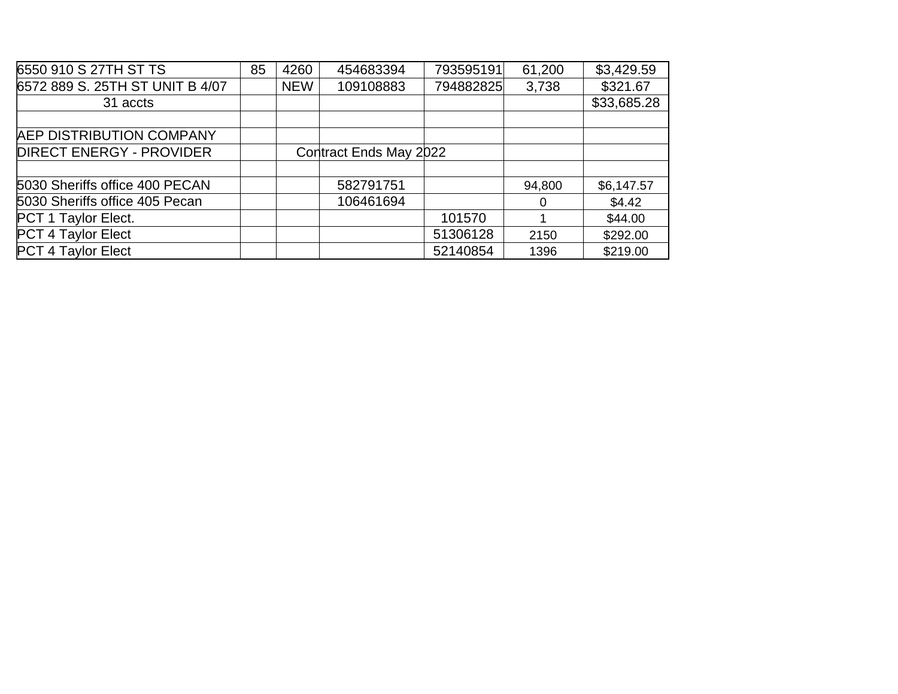| | | | | | | |
|---|---|---|---|---|---|---|
| 6550 910 S 27TH ST TS | 85 | 4260 | 454683394 | 793595191 | 61,200 | $3,429.59 |
| 6572 889 S. 25TH ST UNIT B 4/07 | | NEW | 109108883 | 794882825 | 3,738 | $321.67 |
| 31 accts | | | | | | $33,685.28 |
| | | | | | | |
| AEP DISTRIBUTION COMPANY | | | | | | |
| DIRECT ENERGY - PROVIDER | | | Contract Ends May 2022 | | | |
| | | | | | | |
| 5030 Sheriffs office 400 PECAN | | | 582791751 | | 94,800 | $6,147.57 |
| 5030 Sheriffs office 405 Pecan | | | 106461694 | | 0 | $4.42 |
| PCT 1 Taylor Elect. | | | | 101570 | 1 | $44.00 |
| PCT 4 Taylor Elect | | | | 51306128 | 2150 | $292.00 |
| PCT 4 Taylor Elect | | | | 52140854 | 1396 | $219.00 |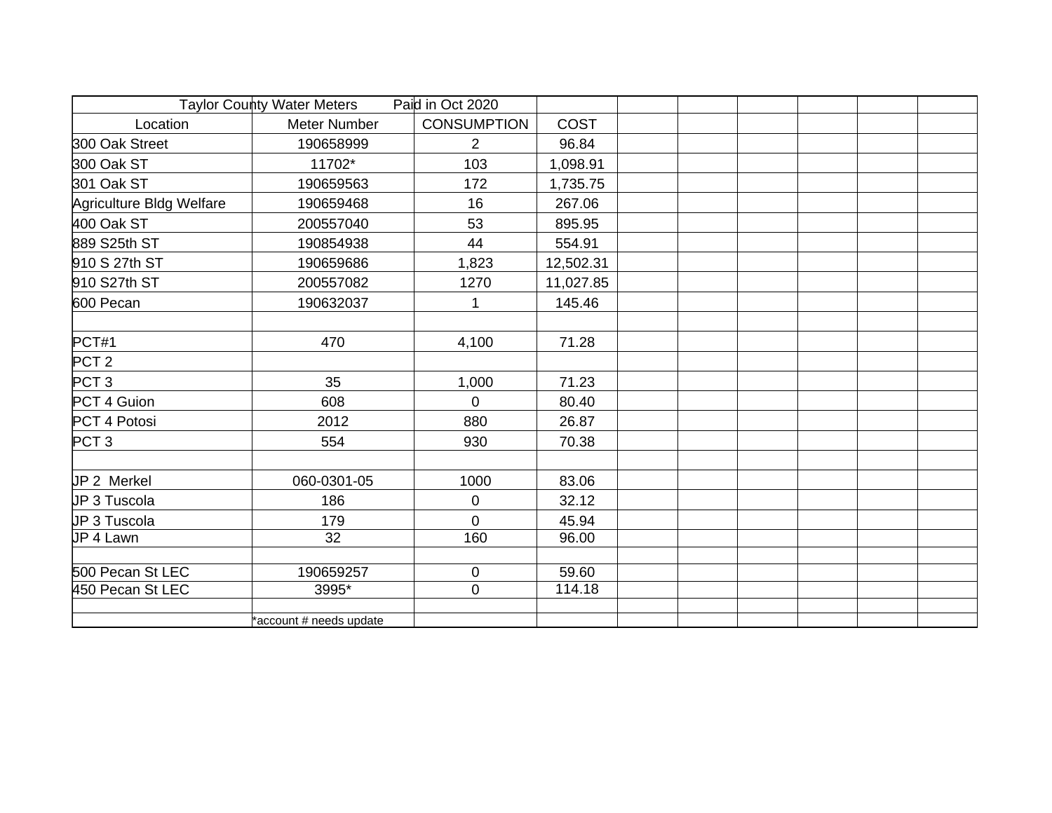| Taylor County Water Meters | Paid in Oct 2020 | | | | | | | | |
|---|---|---|---|---|---|---|---|---|---|
| Location | Meter Number | CONSUMPTION | COST | | | | | | |
| 300 Oak Street | 190658999 | 2 | 96.84 | | | | | | |
| 300 Oak ST | 11702* | 103 | 1,098.91 | | | | | | |
| 301 Oak ST | 190659563 | 172 | 1,735.75 | | | | | | |
| Agriculture Bldg Welfare | 190659468 | 16 | 267.06 | | | | | | |
| 400 Oak ST | 200557040 | 53 | 895.95 | | | | | | |
| 889 S25th ST | 190854938 | 44 | 554.91 | | | | | | |
| 910 S 27th ST | 190659686 | 1,823 | 12,502.31 | | | | | | |
| 910 S27th ST | 200557082 | 1270 | 11,027.85 | | | | | | |
| 600 Pecan | 190632037 | 1 | 145.46 | | | | | | |
| | | | | | | | | | |
| PCT#1 | 470 | 4,100 | 71.28 | | | | | | |
| PCT 2 | | | | | | | | | |
| PCT 3 | 35 | 1,000 | 71.23 | | | | | | |
| PCT 4 Guion | 608 | 0 | 80.40 | | | | | | |
| PCT 4 Potosi | 2012 | 880 | 26.87 | | | | | | |
| PCT 3 | 554 | 930 | 70.38 | | | | | | |
| | | | | | | | | | |
| JP 2 Merkel | 060-0301-05 | 1000 | 83.06 | | | | | | |
| JP 3 Tuscola | 186 | 0 | 32.12 | | | | | | |
| JP 3 Tuscola | 179 | 0 | 45.94 | | | | | | |
| JP 4 Lawn | 32 | 160 | 96.00 | | | | | | |
| | | | | | | | | | |
| 500 Pecan St LEC | 190659257 | 0 | 59.60 | | | | | | |
| 450 Pecan St LEC | 3995* | 0 | 114.18 | | | | | | |
| | | | | | | | | | |
| | *account # needs update | | | | | | | | |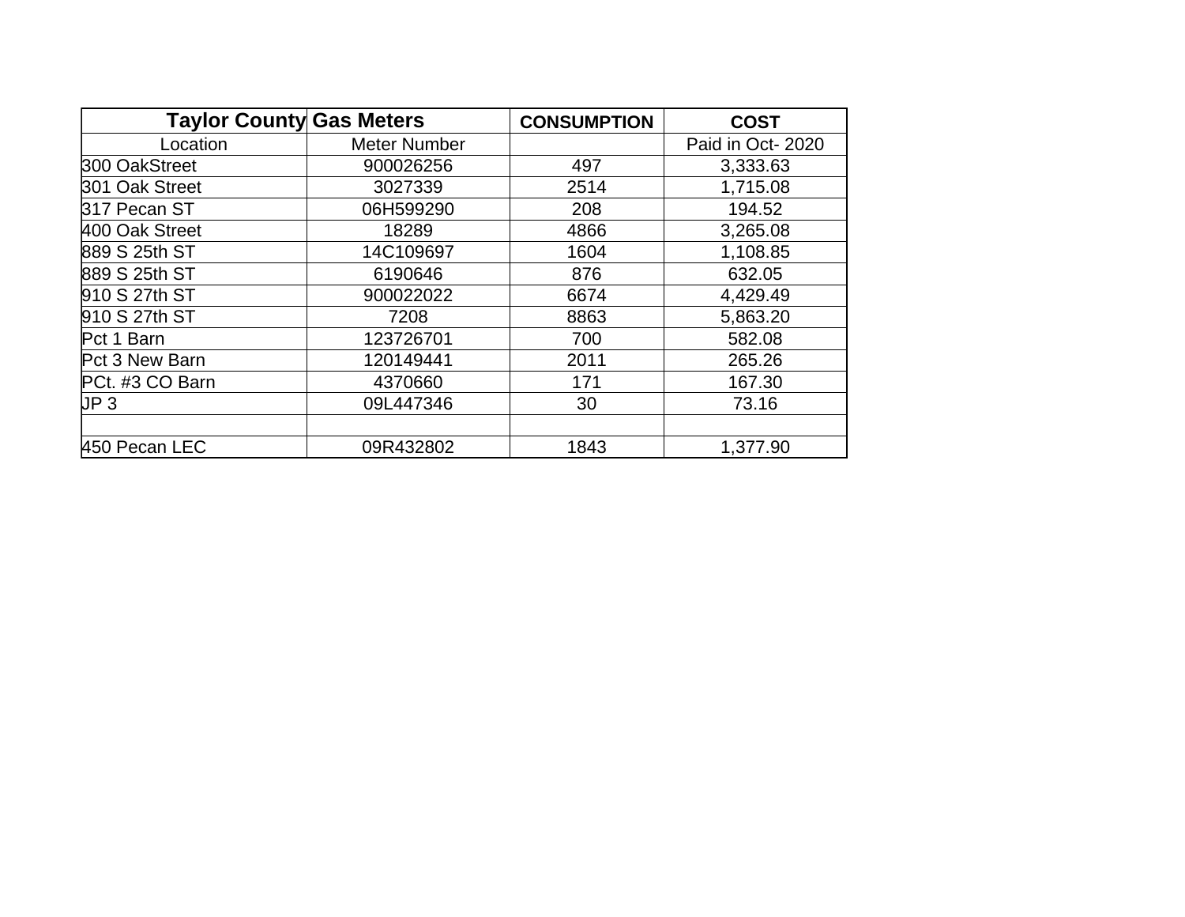| Taylor County | Gas Meters | CONSUMPTION | COST |
|---|---|---|---|
| Location | Meter Number | | Paid in Oct- 2020 |
| 300 OakStreet | 900026256 | 497 | 3,333.63 |
| 301 Oak Street | 3027339 | 2514 | 1,715.08 |
| 317 Pecan ST | 06H599290 | 208 | 194.52 |
| 400 Oak Street | 18289 | 4866 | 3,265.08 |
| 889 S 25th ST | 14C109697 | 1604 | 1,108.85 |
| 889 S 25th ST | 6190646 | 876 | 632.05 |
| 910 S 27th ST | 900022022 | 6674 | 4,429.49 |
| 910 S 27th ST | 7208 | 8863 | 5,863.20 |
| Pct 1 Barn | 123726701 | 700 | 582.08 |
| Pct 3 New Barn | 120149441 | 2011 | 265.26 |
| PCt. #3 CO Barn | 4370660 | 171 | 167.30 |
| JP 3 | 09L447346 | 30 | 73.16 |
| | | | |
| 450 Pecan LEC | 09R432802 | 1843 | 1,377.90 |